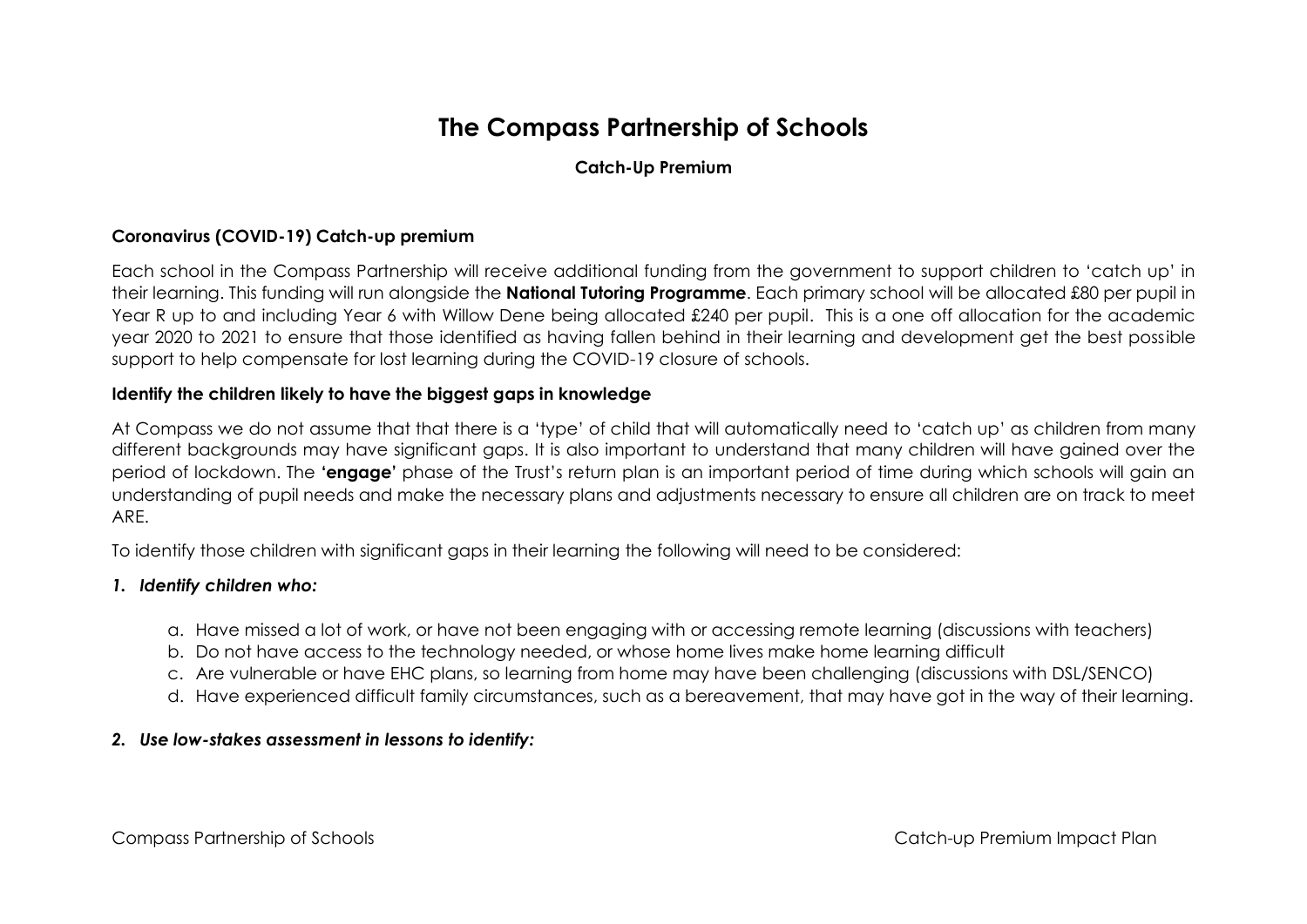# The Compass Partnership of Schools

**Catch-Up Premium**

## Coronavirus (COVID-19) Catch-up premium

Each school in the Compass Partnership will receive additional funding from the government to support children to 'catch up' in their learning. This funding will run alongside the **National Tutoring Programme**. Each primary school will be allocated £80 per pupil in Year R up to and including Year 6 with Willow Dene being allocated £240 per pupil. This is a one off allocation for the academic year 2020 to 2021 to ensure that those identified as having fallen behind in their learning and development get the best possible support to help compensate for lost learning during the COVID-19 closure of schools.

## Identify the children likely to have the biggest gaps in knowledge

At Compass we do not assume that that there is a 'type' of child that will automatically need to 'catch up' as children from many different backgrounds may have significant gaps. It is also important to understand that many children will have gained over the period of lockdown. The **'engage'** phase of the Trust's return plan is an important period of time during which schools will gain an understanding of pupil needs and make the necessary plans and adjustments necessary to ensure all children are on track to meet ARE.

To identify those children with significant gaps in their learning the following will need to be considered:

1. ***Identify children who:***

    a. Have missed a lot of work, or have not been engaging with or accessing remote learning (discussions with teachers)
    b. Do not have access to the technology needed, or whose home lives make home learning difficult
    c. Are vulnerable or have EHC plans, so learning from home may have been challenging (discussions with DSL/SENCO)
    d. Have experienced difficult family circumstances, such as a bereavement, that may have got in the way of their learning.

2. ***Use low-stakes assessment in lessons to identify:***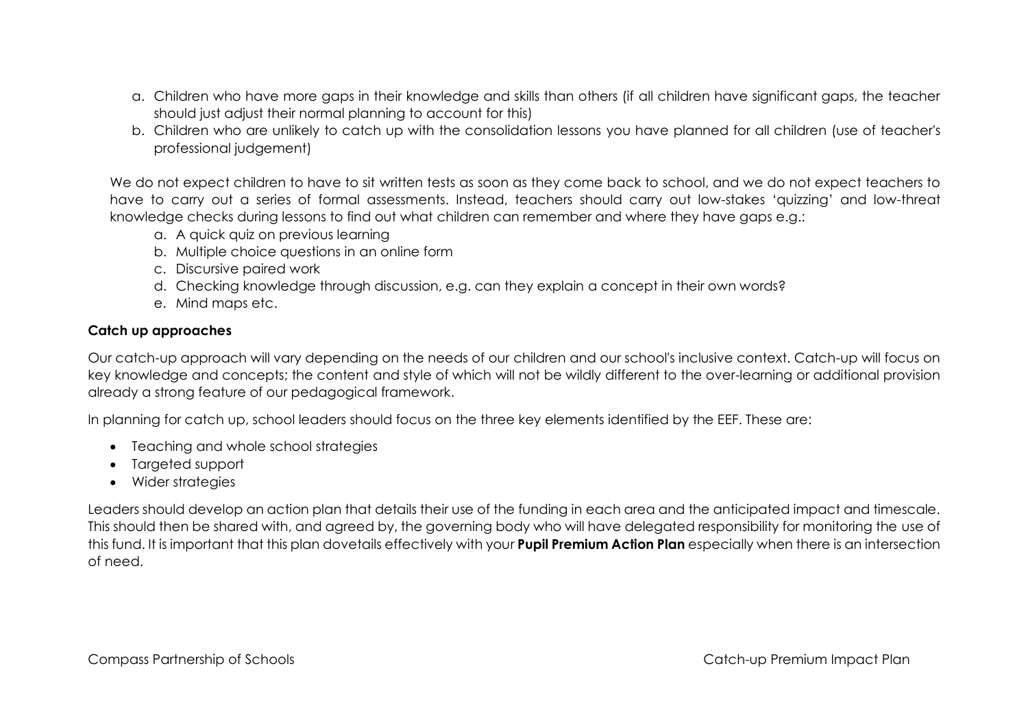a. Children who have more gaps in their knowledge and skills than others (if all children have significant gaps, the teacher should just adjust their normal planning to account for this)
b. Children who are unlikely to catch up with the consolidation lessons you have planned for all children (use of teacher's professional judgement)

We do not expect children to have to sit written tests as soon as they come back to school, and we do not expect teachers to have to carry out a series of formal assessments. Instead, teachers should carry out low-stakes 'quizzing' and low-threat knowledge checks during lessons to find out what children can remember and where they have gaps e.g.:

a. A quick quiz on previous learning
b. Multiple choice questions in an online form
c. Discursive paired work
d. Checking knowledge through discussion, e.g. can they explain a concept in their own words?
e. Mind maps etc.

**Catch up approaches**

Our catch-up approach will vary depending on the needs of our children and our school's inclusive context. Catch-up will focus on key knowledge and concepts; the content and style of which will not be wildly different to the over-learning or additional provision already a strong feature of our pedagogical framework.

In planning for catch up, school leaders should focus on the three key elements identified by the EEF. These are:

- Teaching and whole school strategies
- Targeted support
- Wider strategies

Leaders should develop an action plan that details their use of the funding in each area and the anticipated impact and timescale. This should then be shared with, and agreed by, the governing body who will have delegated responsibility for monitoring the use of this fund. It is important that this plan dovetails effectively with your **Pupil Premium Action Plan** especially when there is an intersection of need.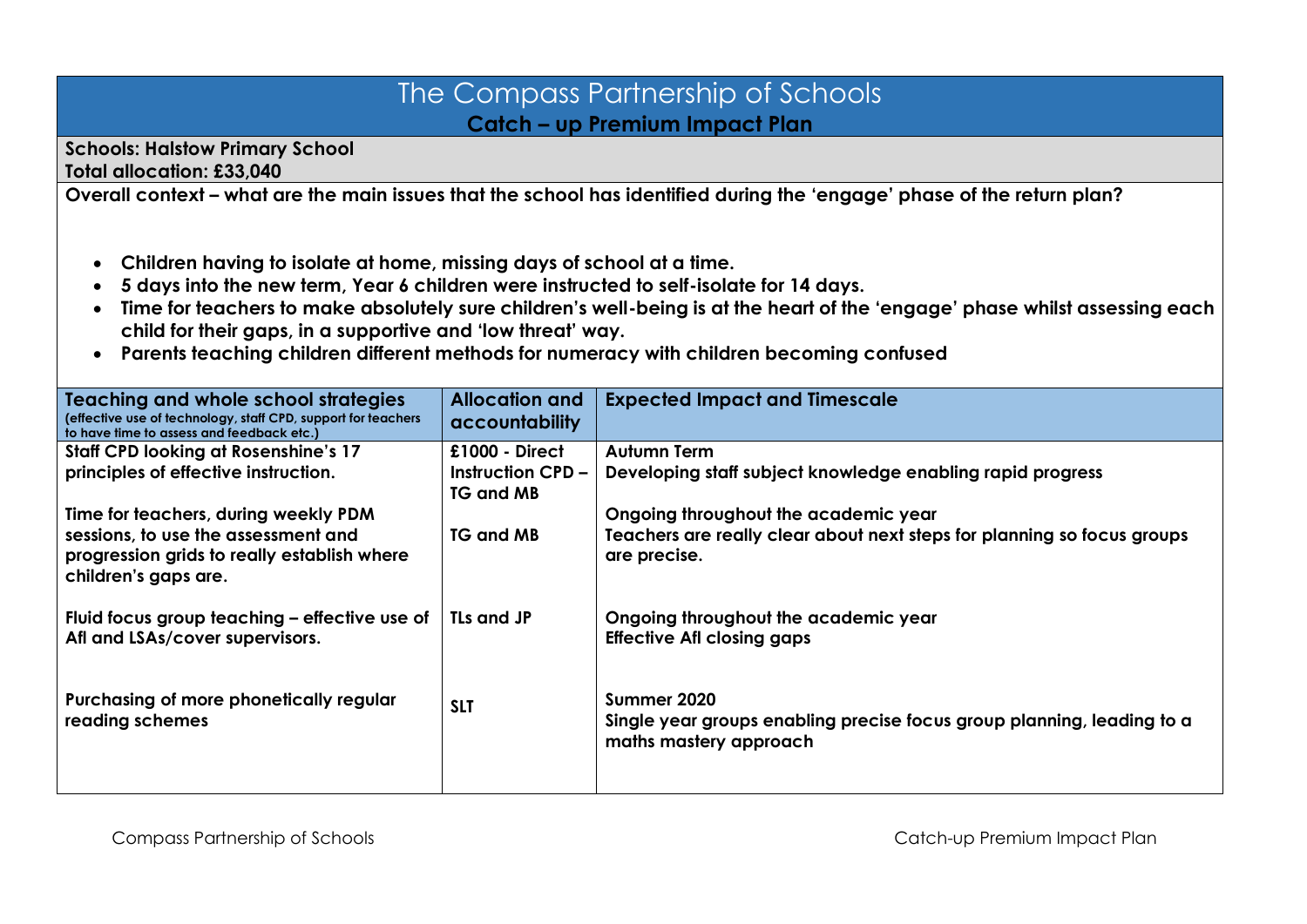# The Compass Partnership of Schools

## Catch – up Premium Impact Plan

**Schools: Halstow Primary School**
**Total allocation: £33,040**

**Overall context – what are the main issues that the school has identified during the 'engage' phase of the return plan?**

- **Children having to isolate at home, missing days of school at a time.**
- **5 days into the new term, Year 6 children were instructed to self-isolate for 14 days.**
- **Time for teachers to make absolutely sure children's well-being is at the heart of the 'engage' phase whilst assessing each child for their gaps, in a supportive and 'low threat' way.**
- **Parents teaching children different methods for numeracy with children becoming confused**

| Teaching and whole school strategies (effective use of technology, staff CPD, support for teachers to have time to assess and feedback etc.) | Allocation and accountability | Expected Impact and Timescale |
|---|---|---|
| **Staff CPD looking at Rosenshine's 17 principles of effective instruction.** | **£1000 - Direct Instruction CPD – TG and MB** | **Autumn Term**<br>**Developing staff subject knowledge enabling rapid progress** |
| **Time for teachers, during weekly PDM sessions, to use the assessment and progression grids to really establish where children's gaps are.** | **TG and MB** | **Ongoing throughout the academic year**<br>**Teachers are really clear about next steps for planning so focus groups are precise.** |
| **Fluid focus group teaching – effective use of AfI and LSAs/cover supervisors.** | **TLs and JP** | **Ongoing throughout the academic year**<br>**Effective AfI closing gaps** |
| **Purchasing of more phonetically regular reading schemes** | **SLT** | **Summer 2020**<br>**Single year groups enabling precise focus group planning, leading to a maths mastery approach** |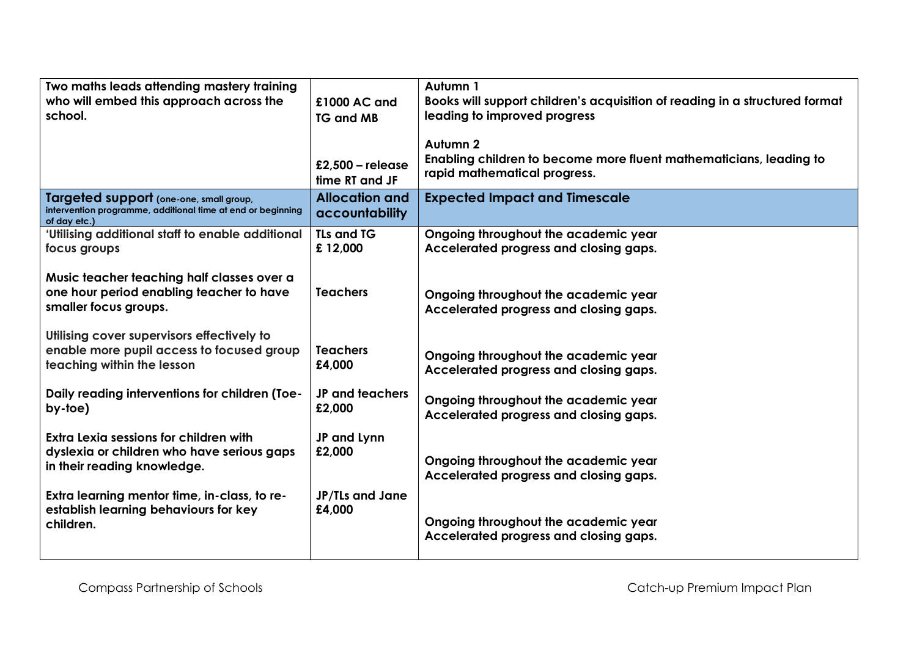| Two maths leads attending mastery training who will embed this approach across the school. | £1000 AC and TG and MB<br><br>£2,500 – release time RT and JF | **Autumn 1**<br>Books will support children's acquisition of reading in a structured format leading to improved progress<br><br>**Autumn 2**<br>Enabling children to become more fluent mathematicians, leading to rapid mathematical progress. |
|---|---|---|
| **Targeted support** (one-one, small group, intervention programme, additional time at end or beginning of day etc.) | **Allocation and accountability** | **Expected Impact and Timescale** |
| 'Utilising additional staff to enable additional focus groups | TLs and TG<br>£ 12,000 | Ongoing throughout the academic year<br>Accelerated progress and closing gaps. |
| Music teacher teaching half classes over a one hour period enabling teacher to have smaller focus groups. | Teachers | Ongoing throughout the academic year<br>Accelerated progress and closing gaps. |
| Utilising cover supervisors effectively to enable more pupil access to focused group teaching within the lesson | Teachers<br>£4,000 | Ongoing throughout the academic year<br>Accelerated progress and closing gaps. |
| Daily reading interventions for children (Toe-by-toe) | JP and teachers<br>£2,000 | Ongoing throughout the academic year<br>Accelerated progress and closing gaps. |
| Extra Lexia sessions for children with dyslexia or children who have serious gaps in their reading knowledge. | JP and Lynn<br>£2,000 | Ongoing throughout the academic year<br>Accelerated progress and closing gaps. |
| Extra learning mentor time, in-class, to re-establish learning behaviours for key children. | JP/TLs and Jane<br>£4,000 | Ongoing throughout the academic year<br>Accelerated progress and closing gaps. |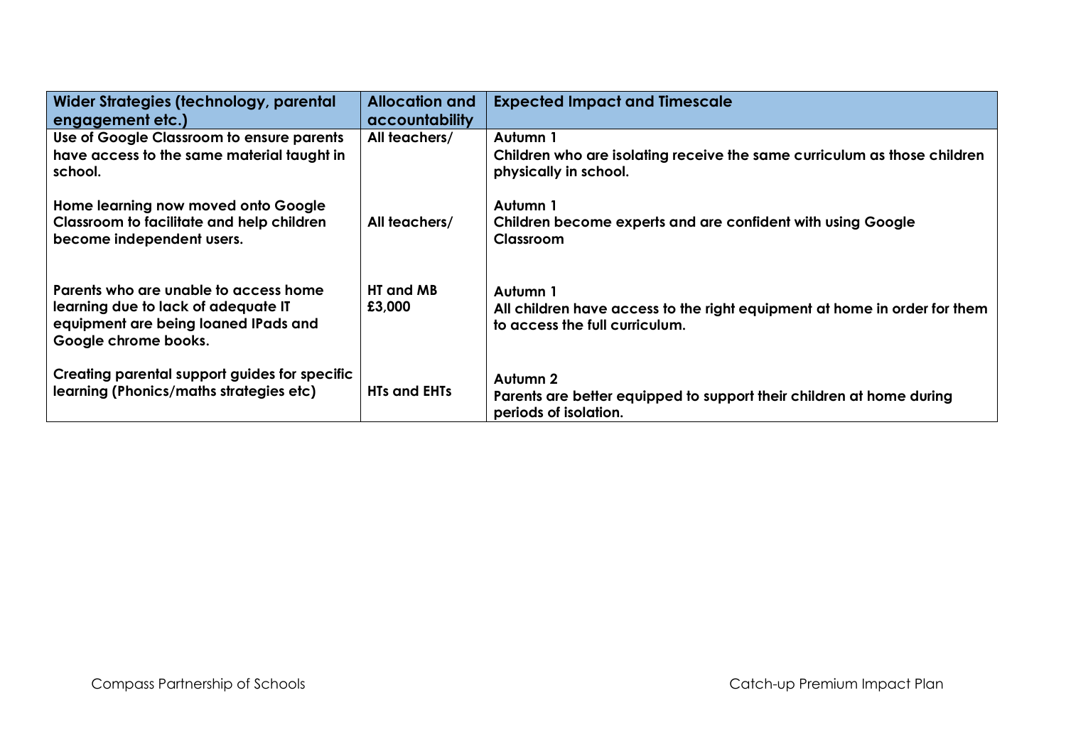| Wider Strategies (technology, parental engagement etc.) | Allocation and accountability | Expected Impact and Timescale |
|---|---|---|
| **Use of Google Classroom to ensure parents have access to the same material taught in school.** | **All teachers/** | **Autumn 1**<br>**Children who are isolating receive the same curriculum as those children physically in school.** |
| **Home learning now moved onto Google Classroom to facilitate and help children become independent users.** | **All teachers/** | **Autumn 1**<br>**Children become experts and are confident with using Google Classroom** |
| **Parents who are unable to access home learning due to lack of adequate IT equipment are being loaned IPads and Google chrome books.** | **HT and MB**<br>**£3,000** | **Autumn 1**<br>**All children have access to the right equipment at home in order for them to access the full curriculum.** |
| **Creating parental support guides for specific learning (Phonics/maths strategies etc)** | **HTs and EHTs** | **Autumn 2**<br>**Parents are better equipped to support their children at home during periods of isolation.** |